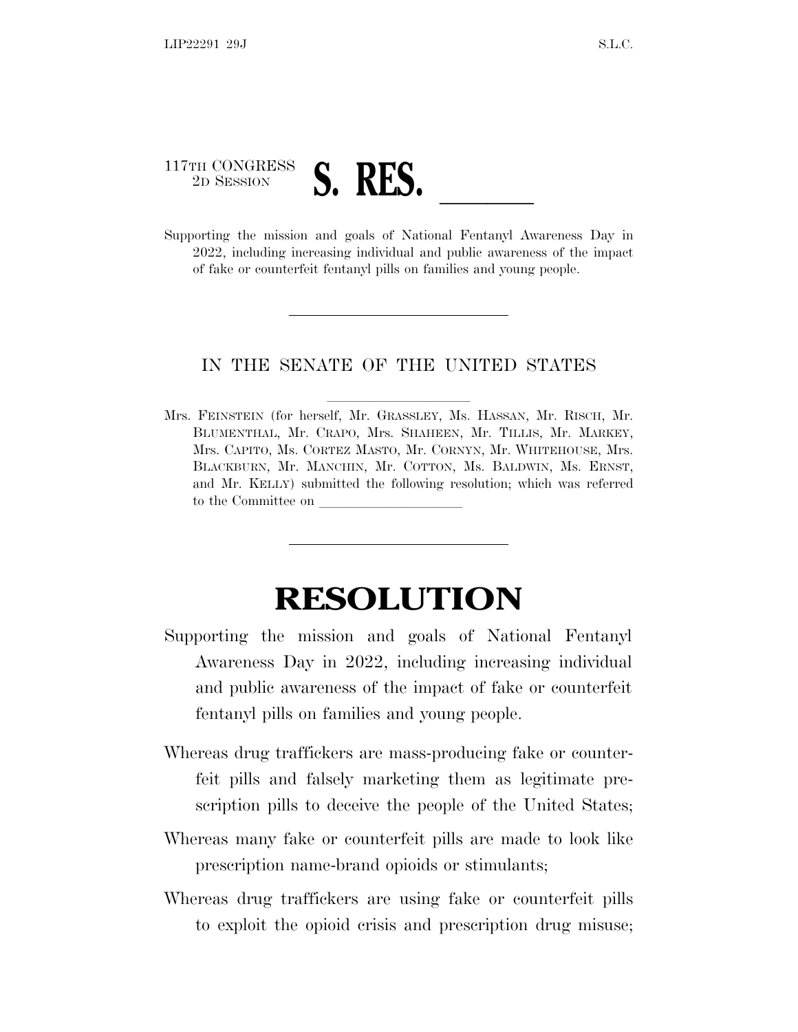117TH CONGRESS
2D SESSION

# S. RES. \_\_\_\_\_\_

Supporting the mission and goals of National Fentanyl Awareness Day in 2022, including increasing individual and public awareness of the impact of fake or counterfeit fentanyl pills on families and young people.

---

IN THE SENATE OF THE UNITED STATES

Mrs. FEINSTEIN (for herself, Mr. GRASSLEY, Ms. HASSAN, Mr. RISCH, Mr. BLUMENTHAL, Mr. CRAPO, Mrs. SHAHEEN, Mr. TILLIS, Mr. MARKEY, Mrs. CAPITO, Ms. CORTEZ MASTO, Mr. CORNYN, Mr. WHITEHOUSE, Mrs. BLACKBURN, Mr. MANCHIN, Mr. COTTON, Ms. BALDWIN, Ms. ERNST, and Mr. KELLY) submitted the following resolution; which was referred to the Committee on \_\_\_\_\_\_\_\_\_\_\_\_\_\_\_\_\_\_\_\_

---

# RESOLUTION

Supporting the mission and goals of National Fentanyl Awareness Day in 2022, including increasing individual and public awareness of the impact of fake or counterfeit fentanyl pills on families and young people.

Whereas drug traffickers are mass-producing fake or counterfeit pills and falsely marketing them as legitimate prescription pills to deceive the people of the United States;

Whereas many fake or counterfeit pills are made to look like prescription name-brand opioids or stimulants;

Whereas drug traffickers are using fake or counterfeit pills to exploit the opioid crisis and prescription drug misuse;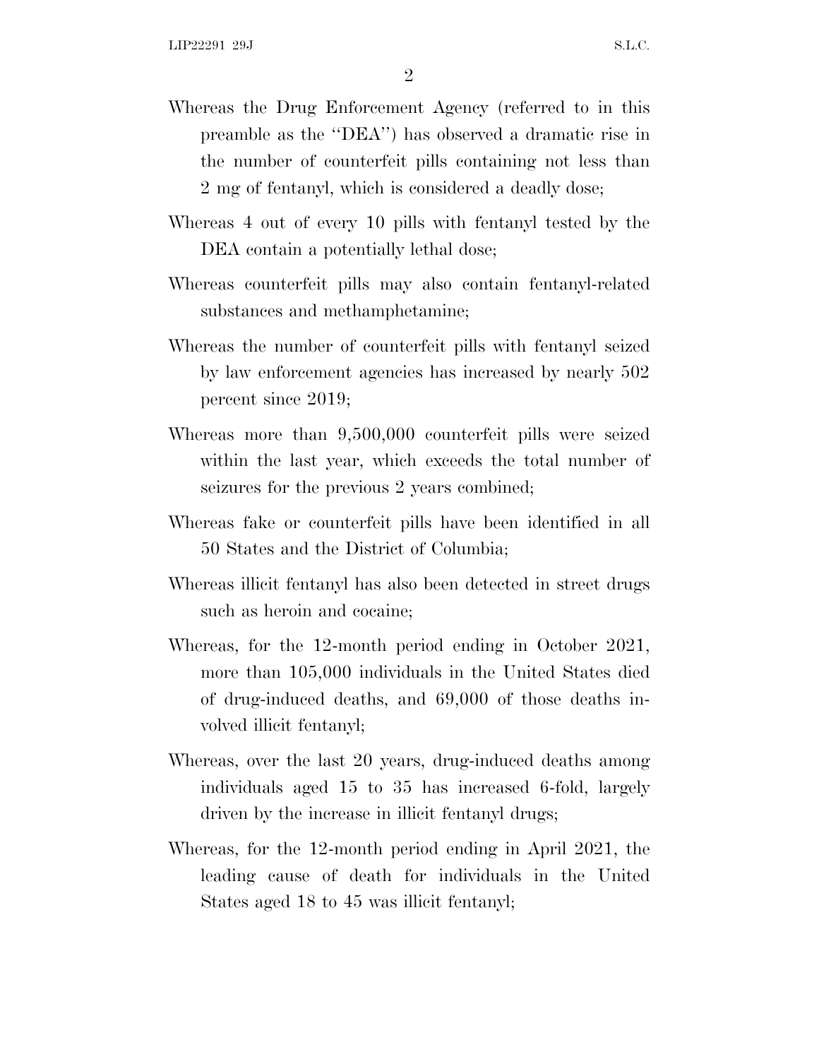Whereas the Drug Enforcement Agency (referred to in this preamble as the ''DEA'') has observed a dramatic rise in the number of counterfeit pills containing not less than 2 mg of fentanyl, which is considered a deadly dose;

Whereas 4 out of every 10 pills with fentanyl tested by the DEA contain a potentially lethal dose;

Whereas counterfeit pills may also contain fentanyl-related substances and methamphetamine;

Whereas the number of counterfeit pills with fentanyl seized by law enforcement agencies has increased by nearly 502 percent since 2019;

Whereas more than 9,500,000 counterfeit pills were seized within the last year, which exceeds the total number of seizures for the previous 2 years combined;

Whereas fake or counterfeit pills have been identified in all 50 States and the District of Columbia;

Whereas illicit fentanyl has also been detected in street drugs such as heroin and cocaine;

Whereas, for the 12-month period ending in October 2021, more than 105,000 individuals in the United States died of drug-induced deaths, and 69,000 of those deaths involved illicit fentanyl;

Whereas, over the last 20 years, drug-induced deaths among individuals aged 15 to 35 has increased 6-fold, largely driven by the increase in illicit fentanyl drugs;

Whereas, for the 12-month period ending in April 2021, the leading cause of death for individuals in the United States aged 18 to 45 was illicit fentanyl;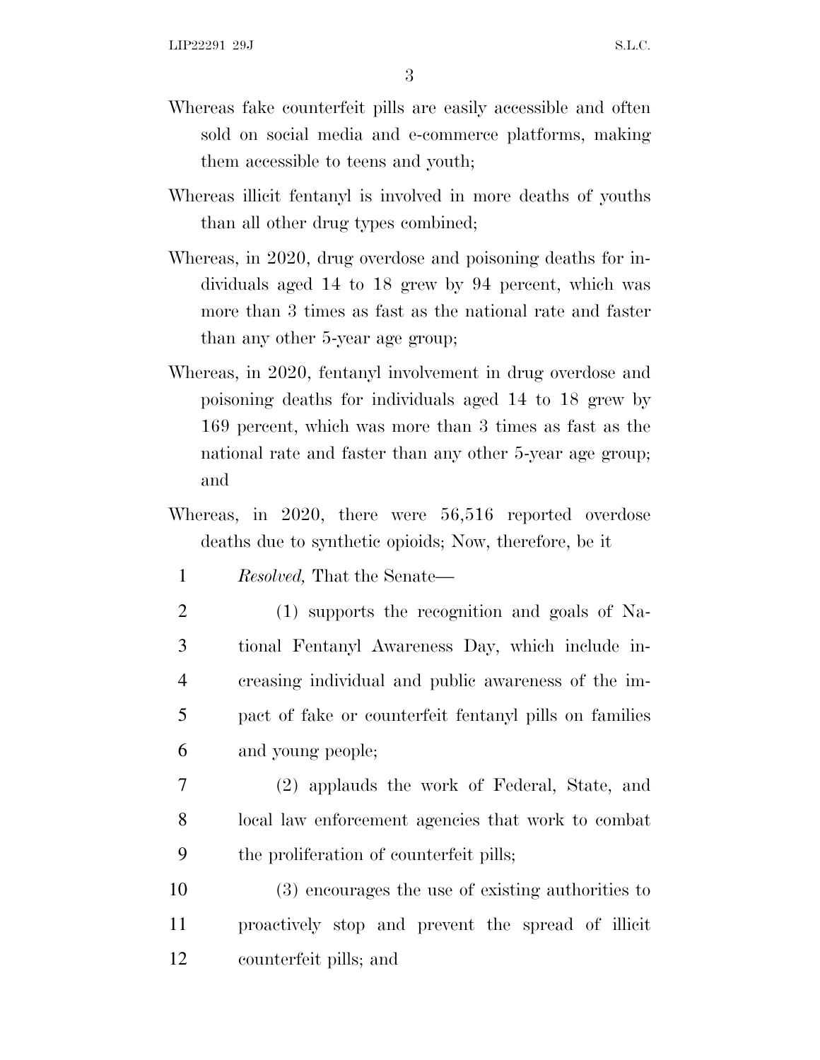Whereas fake counterfeit pills are easily accessible and often sold on social media and e-commerce platforms, making them accessible to teens and youth;

Whereas illicit fentanyl is involved in more deaths of youths than all other drug types combined;

Whereas, in 2020, drug overdose and poisoning deaths for individuals aged 14 to 18 grew by 94 percent, which was more than 3 times as fast as the national rate and faster than any other 5-year age group;

Whereas, in 2020, fentanyl involvement in drug overdose and poisoning deaths for individuals aged 14 to 18 grew by 169 percent, which was more than 3 times as fast as the national rate and faster than any other 5-year age group; and

Whereas, in 2020, there were 56,516 reported overdose deaths due to synthetic opioids; Now, therefore, be it

1 *Resolved,* That the Senate—

2 (1) supports the recognition and goals of Na-
3 tional Fentanyl Awareness Day, which include in-
4 creasing individual and public awareness of the im-
5 pact of fake or counterfeit fentanyl pills on families
6 and young people;

7 (2) applauds the work of Federal, State, and
8 local law enforcement agencies that work to combat
9 the proliferation of counterfeit pills;

10 (3) encourages the use of existing authorities to
11 proactively stop and prevent the spread of illicit
12 counterfeit pills; and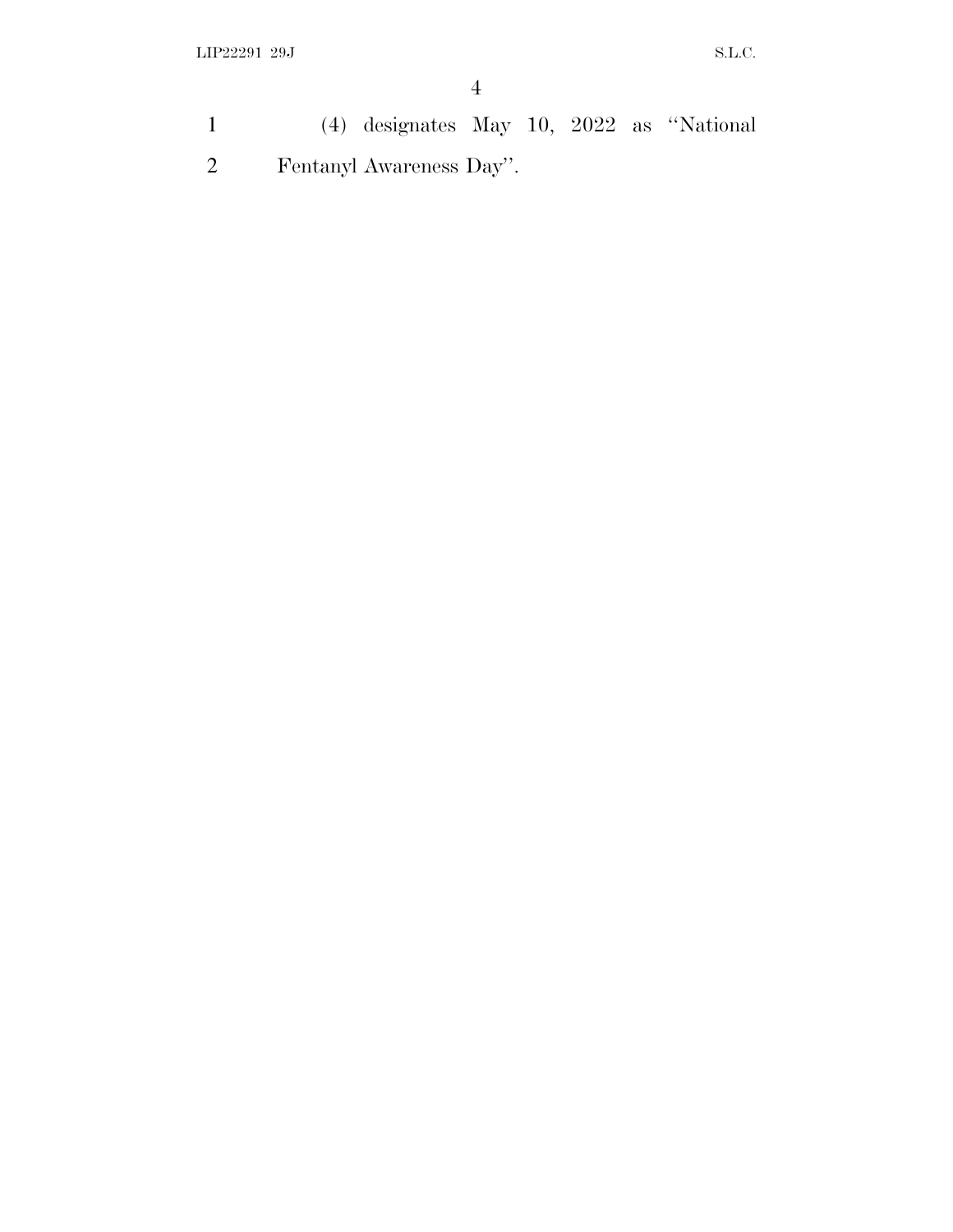(4) designates May 10, 2022 as ''National Fentanyl Awareness Day''.